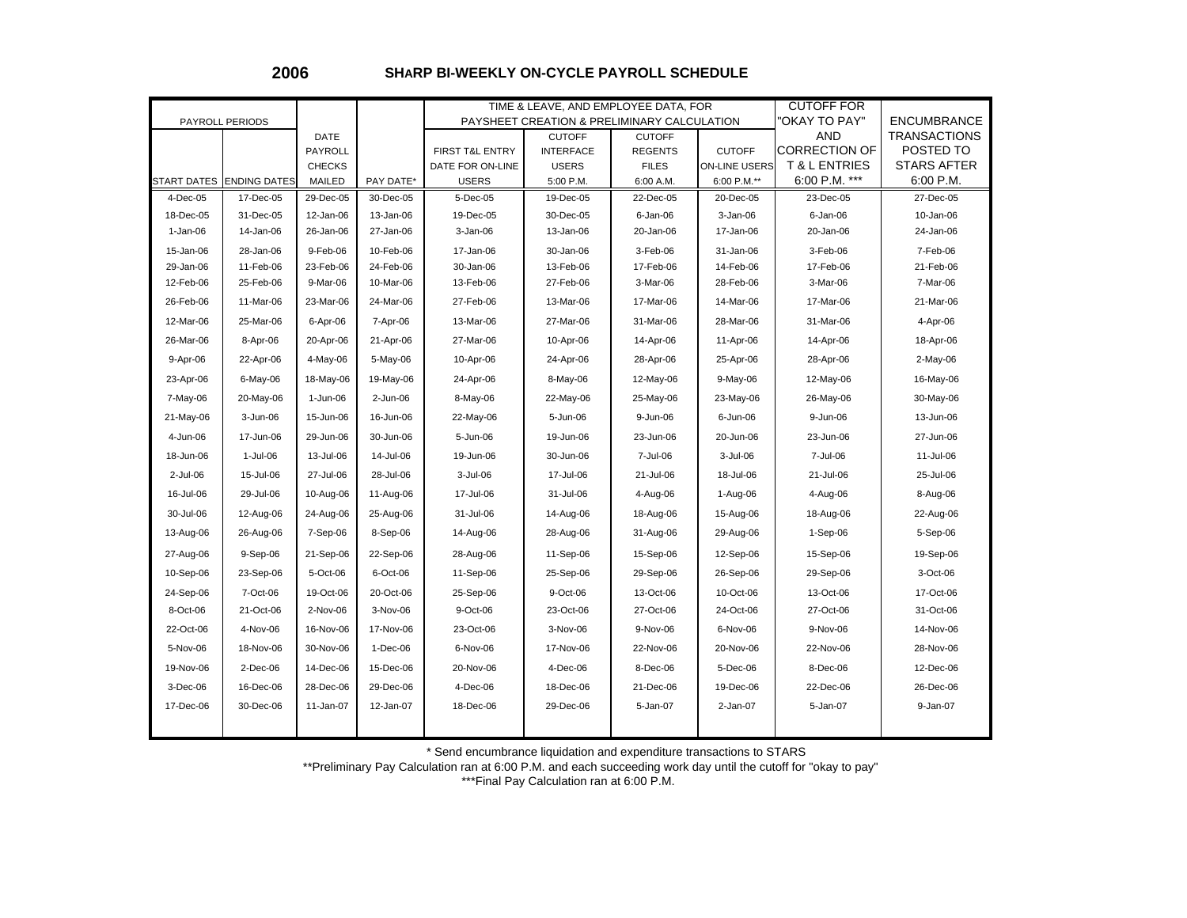# 2006 SHARP BI-WEEKLY ON-CYCLE PAYROLL SCHEDULE

| PAYROLL PERIODS | | | | TIME & LEAVE, AND EMPLOYEE DATA, FOR PAYSHEET CREATION & PRELIMINARY CALCULATION | | | | CUTOFF FOR "OKAY TO PAY" AND CORRECTION OF T & L ENTRIES | ENCUMBRANCE TRANSACTIONS POSTED TO STARS AFTER |
|---|---|---|---|---|---|---|---|---|---|
| START DATES | ENDING DATES | DATE PAYROLL CHECKS MAILED | PAY DATE* | FIRST T&L ENTRY DATE FOR ON-LINE USERS | CUTOFF INTERFACE USERS 5:00 P.M. | CUTOFF REGENTS FILES 6:00 A.M. | CUTOFF ON-LINE USERS 6:00 P.M.** | 6:00 P.M. *** | 6:00 P.M. |
| 4-Dec-05 | 17-Dec-05 | 29-Dec-05 | 30-Dec-05 | 5-Dec-05 | 19-Dec-05 | 22-Dec-05 | 20-Dec-05 | 23-Dec-05 | 27-Dec-05 |
| 18-Dec-05 | 31-Dec-05 | 12-Jan-06 | 13-Jan-06 | 19-Dec-05 | 30-Dec-05 | 6-Jan-06 | 3-Jan-06 | 6-Jan-06 | 10-Jan-06 |
| 1-Jan-06 | 14-Jan-06 | 26-Jan-06 | 27-Jan-06 | 3-Jan-06 | 13-Jan-06 | 20-Jan-06 | 17-Jan-06 | 20-Jan-06 | 24-Jan-06 |
| 15-Jan-06 | 28-Jan-06 | 9-Feb-06 | 10-Feb-06 | 17-Jan-06 | 30-Jan-06 | 3-Feb-06 | 31-Jan-06 | 3-Feb-06 | 7-Feb-06 |
| 29-Jan-06 | 11-Feb-06 | 23-Feb-06 | 24-Feb-06 | 30-Jan-06 | 13-Feb-06 | 17-Feb-06 | 14-Feb-06 | 17-Feb-06 | 21-Feb-06 |
| 12-Feb-06 | 25-Feb-06 | 9-Mar-06 | 10-Mar-06 | 13-Feb-06 | 27-Feb-06 | 3-Mar-06 | 28-Feb-06 | 3-Mar-06 | 7-Mar-06 |
| 26-Feb-06 | 11-Mar-06 | 23-Mar-06 | 24-Mar-06 | 27-Feb-06 | 13-Mar-06 | 17-Mar-06 | 14-Mar-06 | 17-Mar-06 | 21-Mar-06 |
| 12-Mar-06 | 25-Mar-06 | 6-Apr-06 | 7-Apr-06 | 13-Mar-06 | 27-Mar-06 | 31-Mar-06 | 28-Mar-06 | 31-Mar-06 | 4-Apr-06 |
| 26-Mar-06 | 8-Apr-06 | 20-Apr-06 | 21-Apr-06 | 27-Mar-06 | 10-Apr-06 | 14-Apr-06 | 11-Apr-06 | 14-Apr-06 | 18-Apr-06 |
| 9-Apr-06 | 22-Apr-06 | 4-May-06 | 5-May-06 | 10-Apr-06 | 24-Apr-06 | 28-Apr-06 | 25-Apr-06 | 28-Apr-06 | 2-May-06 |
| 23-Apr-06 | 6-May-06 | 18-May-06 | 19-May-06 | 24-Apr-06 | 8-May-06 | 12-May-06 | 9-May-06 | 12-May-06 | 16-May-06 |
| 7-May-06 | 20-May-06 | 1-Jun-06 | 2-Jun-06 | 8-May-06 | 22-May-06 | 25-May-06 | 23-May-06 | 26-May-06 | 30-May-06 |
| 21-May-06 | 3-Jun-06 | 15-Jun-06 | 16-Jun-06 | 22-May-06 | 5-Jun-06 | 9-Jun-06 | 6-Jun-06 | 9-Jun-06 | 13-Jun-06 |
| 4-Jun-06 | 17-Jun-06 | 29-Jun-06 | 30-Jun-06 | 5-Jun-06 | 19-Jun-06 | 23-Jun-06 | 20-Jun-06 | 23-Jun-06 | 27-Jun-06 |
| 18-Jun-06 | 1-Jul-06 | 13-Jul-06 | 14-Jul-06 | 19-Jun-06 | 30-Jun-06 | 7-Jul-06 | 3-Jul-06 | 7-Jul-06 | 11-Jul-06 |
| 2-Jul-06 | 15-Jul-06 | 27-Jul-06 | 28-Jul-06 | 3-Jul-06 | 17-Jul-06 | 21-Jul-06 | 18-Jul-06 | 21-Jul-06 | 25-Jul-06 |
| 16-Jul-06 | 29-Jul-06 | 10-Aug-06 | 11-Aug-06 | 17-Jul-06 | 31-Jul-06 | 4-Aug-06 | 1-Aug-06 | 4-Aug-06 | 8-Aug-06 |
| 30-Jul-06 | 12-Aug-06 | 24-Aug-06 | 25-Aug-06 | 31-Jul-06 | 14-Aug-06 | 18-Aug-06 | 15-Aug-06 | 18-Aug-06 | 22-Aug-06 |
| 13-Aug-06 | 26-Aug-06 | 7-Sep-06 | 8-Sep-06 | 14-Aug-06 | 28-Aug-06 | 31-Aug-06 | 29-Aug-06 | 1-Sep-06 | 5-Sep-06 |
| 27-Aug-06 | 9-Sep-06 | 21-Sep-06 | 22-Sep-06 | 28-Aug-06 | 11-Sep-06 | 15-Sep-06 | 12-Sep-06 | 15-Sep-06 | 19-Sep-06 |
| 10-Sep-06 | 23-Sep-06 | 5-Oct-06 | 6-Oct-06 | 11-Sep-06 | 25-Sep-06 | 29-Sep-06 | 26-Sep-06 | 29-Sep-06 | 3-Oct-06 |
| 24-Sep-06 | 7-Oct-06 | 19-Oct-06 | 20-Oct-06 | 25-Sep-06 | 9-Oct-06 | 13-Oct-06 | 10-Oct-06 | 13-Oct-06 | 17-Oct-06 |
| 8-Oct-06 | 21-Oct-06 | 2-Nov-06 | 3-Nov-06 | 9-Oct-06 | 23-Oct-06 | 27-Oct-06 | 24-Oct-06 | 27-Oct-06 | 31-Oct-06 |
| 22-Oct-06 | 4-Nov-06 | 16-Nov-06 | 17-Nov-06 | 23-Oct-06 | 3-Nov-06 | 9-Nov-06 | 6-Nov-06 | 9-Nov-06 | 14-Nov-06 |
| 5-Nov-06 | 18-Nov-06 | 30-Nov-06 | 1-Dec-06 | 6-Nov-06 | 17-Nov-06 | 22-Nov-06 | 20-Nov-06 | 22-Nov-06 | 28-Nov-06 |
| 19-Nov-06 | 2-Dec-06 | 14-Dec-06 | 15-Dec-06 | 20-Nov-06 | 4-Dec-06 | 8-Dec-06 | 5-Dec-06 | 8-Dec-06 | 12-Dec-06 |
| 3-Dec-06 | 16-Dec-06 | 28-Dec-06 | 29-Dec-06 | 4-Dec-06 | 18-Dec-06 | 21-Dec-06 | 19-Dec-06 | 22-Dec-06 | 26-Dec-06 |
| 17-Dec-06 | 30-Dec-06 | 11-Jan-07 | 12-Jan-07 | 18-Dec-06 | 29-Dec-06 | 5-Jan-07 | 2-Jan-07 | 5-Jan-07 | 9-Jan-07 |

\* Send encumbrance liquidation and expenditure transactions to STARS

**Preliminary Pay Calculation ran at 6:00 P.M. and each succeeding work day until the cutoff for "okay to pay"

***Final Pay Calculation ran at 6:00 P.M.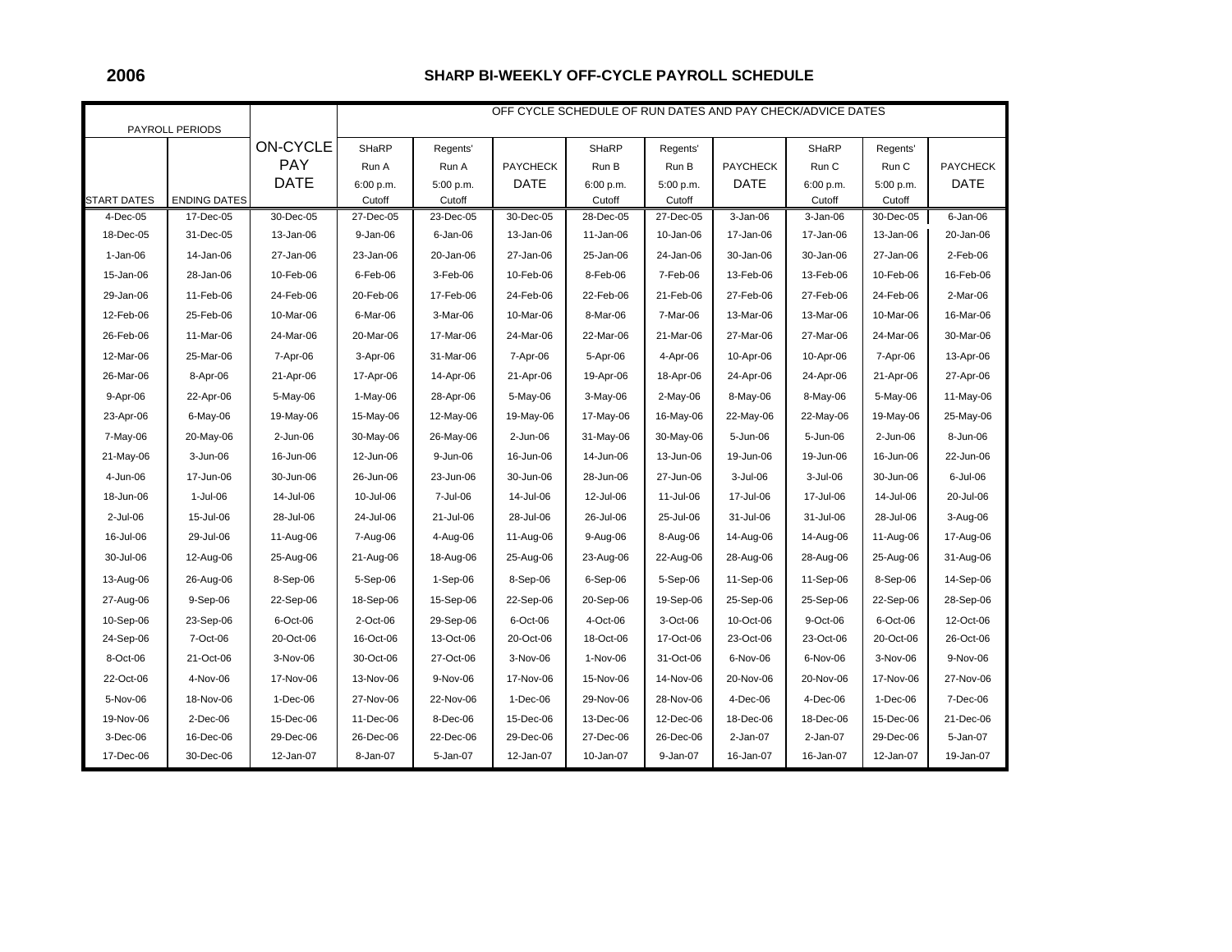**2006**

# SHARP BI-WEEKLY OFF-CYCLE PAYROLL SCHEDULE

| PAYROLL PERIODS | | | OFF CYCLE SCHEDULE OF RUN DATES AND PAY CHECK/ADVICE DATES | | | | | | | | |
|---|---|---|---|---|---|---|---|---|---|---|---|
| START DATES | ENDING DATES | ON-CYCLE PAY DATE | SHaRP Run A 6:00 p.m. Cutoff | Regents' Run A 5:00 p.m. Cutoff | PAYCHECK DATE | SHaRP Run B 6:00 p.m. Cutoff | Regents' Run B 5:00 p.m. Cutoff | PAYCHECK DATE | SHaRP Run C 6:00 p.m. Cutoff | Regents' Run C 5:00 p.m. Cutoff | PAYCHECK DATE |
| 4-Dec-05 | 17-Dec-05 | 30-Dec-05 | 27-Dec-05 | 23-Dec-05 | 30-Dec-05 | 28-Dec-05 | 27-Dec-05 | 3-Jan-06 | 3-Jan-06 | 30-Dec-05 | 6-Jan-06 |
| 18-Dec-05 | 31-Dec-05 | 13-Jan-06 | 9-Jan-06 | 6-Jan-06 | 13-Jan-06 | 11-Jan-06 | 10-Jan-06 | 17-Jan-06 | 17-Jan-06 | 13-Jan-06 | 20-Jan-06 |
| 1-Jan-06 | 14-Jan-06 | 27-Jan-06 | 23-Jan-06 | 20-Jan-06 | 27-Jan-06 | 25-Jan-06 | 24-Jan-06 | 30-Jan-06 | 30-Jan-06 | 27-Jan-06 | 2-Feb-06 |
| 15-Jan-06 | 28-Jan-06 | 10-Feb-06 | 6-Feb-06 | 3-Feb-06 | 10-Feb-06 | 8-Feb-06 | 7-Feb-06 | 13-Feb-06 | 13-Feb-06 | 10-Feb-06 | 16-Feb-06 |
| 29-Jan-06 | 11-Feb-06 | 24-Feb-06 | 20-Feb-06 | 17-Feb-06 | 24-Feb-06 | 22-Feb-06 | 21-Feb-06 | 27-Feb-06 | 27-Feb-06 | 24-Feb-06 | 2-Mar-06 |
| 12-Feb-06 | 25-Feb-06 | 10-Mar-06 | 6-Mar-06 | 3-Mar-06 | 10-Mar-06 | 8-Mar-06 | 7-Mar-06 | 13-Mar-06 | 13-Mar-06 | 10-Mar-06 | 16-Mar-06 |
| 26-Feb-06 | 11-Mar-06 | 24-Mar-06 | 20-Mar-06 | 17-Mar-06 | 24-Mar-06 | 22-Mar-06 | 21-Mar-06 | 27-Mar-06 | 27-Mar-06 | 24-Mar-06 | 30-Mar-06 |
| 12-Mar-06 | 25-Mar-06 | 7-Apr-06 | 3-Apr-06 | 31-Mar-06 | 7-Apr-06 | 5-Apr-06 | 4-Apr-06 | 10-Apr-06 | 10-Apr-06 | 7-Apr-06 | 13-Apr-06 |
| 26-Mar-06 | 8-Apr-06 | 21-Apr-06 | 17-Apr-06 | 14-Apr-06 | 21-Apr-06 | 19-Apr-06 | 18-Apr-06 | 24-Apr-06 | 24-Apr-06 | 21-Apr-06 | 27-Apr-06 |
| 9-Apr-06 | 22-Apr-06 | 5-May-06 | 1-May-06 | 28-Apr-06 | 5-May-06 | 3-May-06 | 2-May-06 | 8-May-06 | 8-May-06 | 5-May-06 | 11-May-06 |
| 23-Apr-06 | 6-May-06 | 19-May-06 | 15-May-06 | 12-May-06 | 19-May-06 | 17-May-06 | 16-May-06 | 22-May-06 | 22-May-06 | 19-May-06 | 25-May-06 |
| 7-May-06 | 20-May-06 | 2-Jun-06 | 30-May-06 | 26-May-06 | 2-Jun-06 | 31-May-06 | 30-May-06 | 5-Jun-06 | 5-Jun-06 | 2-Jun-06 | 8-Jun-06 |
| 21-May-06 | 3-Jun-06 | 16-Jun-06 | 12-Jun-06 | 9-Jun-06 | 16-Jun-06 | 14-Jun-06 | 13-Jun-06 | 19-Jun-06 | 19-Jun-06 | 16-Jun-06 | 22-Jun-06 |
| 4-Jun-06 | 17-Jun-06 | 30-Jun-06 | 26-Jun-06 | 23-Jun-06 | 30-Jun-06 | 28-Jun-06 | 27-Jun-06 | 3-Jul-06 | 3-Jul-06 | 30-Jun-06 | 6-Jul-06 |
| 18-Jun-06 | 1-Jul-06 | 14-Jul-06 | 10-Jul-06 | 7-Jul-06 | 14-Jul-06 | 12-Jul-06 | 11-Jul-06 | 17-Jul-06 | 17-Jul-06 | 14-Jul-06 | 20-Jul-06 |
| 2-Jul-06 | 15-Jul-06 | 28-Jul-06 | 24-Jul-06 | 21-Jul-06 | 28-Jul-06 | 26-Jul-06 | 25-Jul-06 | 31-Jul-06 | 31-Jul-06 | 28-Jul-06 | 3-Aug-06 |
| 16-Jul-06 | 29-Jul-06 | 11-Aug-06 | 7-Aug-06 | 4-Aug-06 | 11-Aug-06 | 9-Aug-06 | 8-Aug-06 | 14-Aug-06 | 14-Aug-06 | 11-Aug-06 | 17-Aug-06 |
| 30-Jul-06 | 12-Aug-06 | 25-Aug-06 | 21-Aug-06 | 18-Aug-06 | 25-Aug-06 | 23-Aug-06 | 22-Aug-06 | 28-Aug-06 | 28-Aug-06 | 25-Aug-06 | 31-Aug-06 |
| 13-Aug-06 | 26-Aug-06 | 8-Sep-06 | 5-Sep-06 | 1-Sep-06 | 8-Sep-06 | 6-Sep-06 | 5-Sep-06 | 11-Sep-06 | 11-Sep-06 | 8-Sep-06 | 14-Sep-06 |
| 27-Aug-06 | 9-Sep-06 | 22-Sep-06 | 18-Sep-06 | 15-Sep-06 | 22-Sep-06 | 20-Sep-06 | 19-Sep-06 | 25-Sep-06 | 25-Sep-06 | 22-Sep-06 | 28-Sep-06 |
| 10-Sep-06 | 23-Sep-06 | 6-Oct-06 | 2-Oct-06 | 29-Sep-06 | 6-Oct-06 | 4-Oct-06 | 3-Oct-06 | 10-Oct-06 | 9-Oct-06 | 6-Oct-06 | 12-Oct-06 |
| 24-Sep-06 | 7-Oct-06 | 20-Oct-06 | 16-Oct-06 | 13-Oct-06 | 20-Oct-06 | 18-Oct-06 | 17-Oct-06 | 23-Oct-06 | 23-Oct-06 | 20-Oct-06 | 26-Oct-06 |
| 8-Oct-06 | 21-Oct-06 | 3-Nov-06 | 30-Oct-06 | 27-Oct-06 | 3-Nov-06 | 1-Nov-06 | 31-Oct-06 | 6-Nov-06 | 6-Nov-06 | 3-Nov-06 | 9-Nov-06 |
| 22-Oct-06 | 4-Nov-06 | 17-Nov-06 | 13-Nov-06 | 9-Nov-06 | 17-Nov-06 | 15-Nov-06 | 14-Nov-06 | 20-Nov-06 | 20-Nov-06 | 17-Nov-06 | 27-Nov-06 |
| 5-Nov-06 | 18-Nov-06 | 1-Dec-06 | 27-Nov-06 | 22-Nov-06 | 1-Dec-06 | 29-Nov-06 | 28-Nov-06 | 4-Dec-06 | 4-Dec-06 | 1-Dec-06 | 7-Dec-06 |
| 19-Nov-06 | 2-Dec-06 | 15-Dec-06 | 11-Dec-06 | 8-Dec-06 | 15-Dec-06 | 13-Dec-06 | 12-Dec-06 | 18-Dec-06 | 18-Dec-06 | 15-Dec-06 | 21-Dec-06 |
| 3-Dec-06 | 16-Dec-06 | 29-Dec-06 | 26-Dec-06 | 22-Dec-06 | 29-Dec-06 | 27-Dec-06 | 26-Dec-06 | 2-Jan-07 | 2-Jan-07 | 29-Dec-06 | 5-Jan-07 |
| 17-Dec-06 | 30-Dec-06 | 12-Jan-07 | 8-Jan-07 | 5-Jan-07 | 12-Jan-07 | 10-Jan-07 | 9-Jan-07 | 16-Jan-07 | 16-Jan-07 | 12-Jan-07 | 19-Jan-07 |